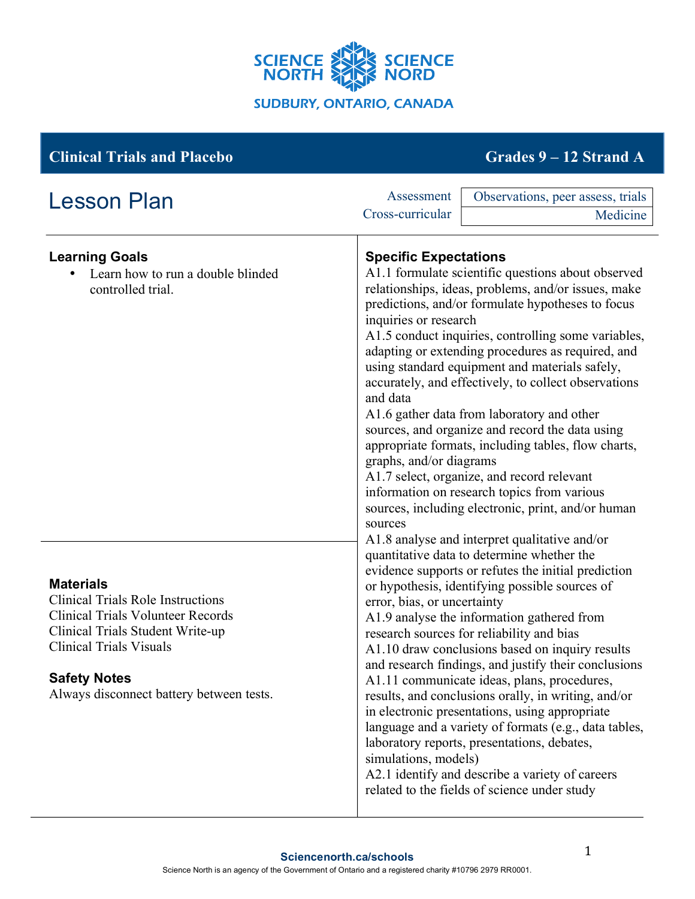SCIENCE NORTH SCIENCE NORD

SUDBURY, ONTARIO, CANADA

## Clinical Trials and Placebo — Grades 9 – 12 Strand A

# Lesson Plan

| | |
|---|---|
| Assessment | Observations, peer assess, trials |
| Cross-curricular | Medicine |

### Learning Goals

- Learn how to run a double blinded controlled trial.

### Materials

Clinical Trials Role Instructions
Clinical Trials Volunteer Records
Clinical Trials Student Write-up
Clinical Trials Visuals

### Safety Notes

Always disconnect battery between tests.

### Specific Expectations

A1.1 formulate scientific questions about observed relationships, ideas, problems, and/or issues, make predictions, and/or formulate hypotheses to focus inquiries or research
A1.5 conduct inquiries, controlling some variables, adapting or extending procedures as required, and using standard equipment and materials safely, accurately, and effectively, to collect observations and data
A1.6 gather data from laboratory and other sources, and organize and record the data using appropriate formats, including tables, flow charts, graphs, and/or diagrams
A1.7 select, organize, and record relevant information on research topics from various sources, including electronic, print, and/or human sources
A1.8 analyse and interpret qualitative and/or quantitative data to determine whether the evidence supports or refutes the initial prediction or hypothesis, identifying possible sources of error, bias, or uncertainty
A1.9 analyse the information gathered from research sources for reliability and bias
A1.10 draw conclusions based on inquiry results and research findings, and justify their conclusions
A1.11 communicate ideas, plans, procedures, results, and conclusions orally, in writing, and/or in electronic presentations, using appropriate language and a variety of formats (e.g., data tables, laboratory reports, presentations, debates, simulations, models)
A2.1 identify and describe a variety of careers related to the fields of science under study

Sciencenorth.ca/schools
Science North is an agency of the Government of Ontario and a registered charity #10796 2979 RR0001.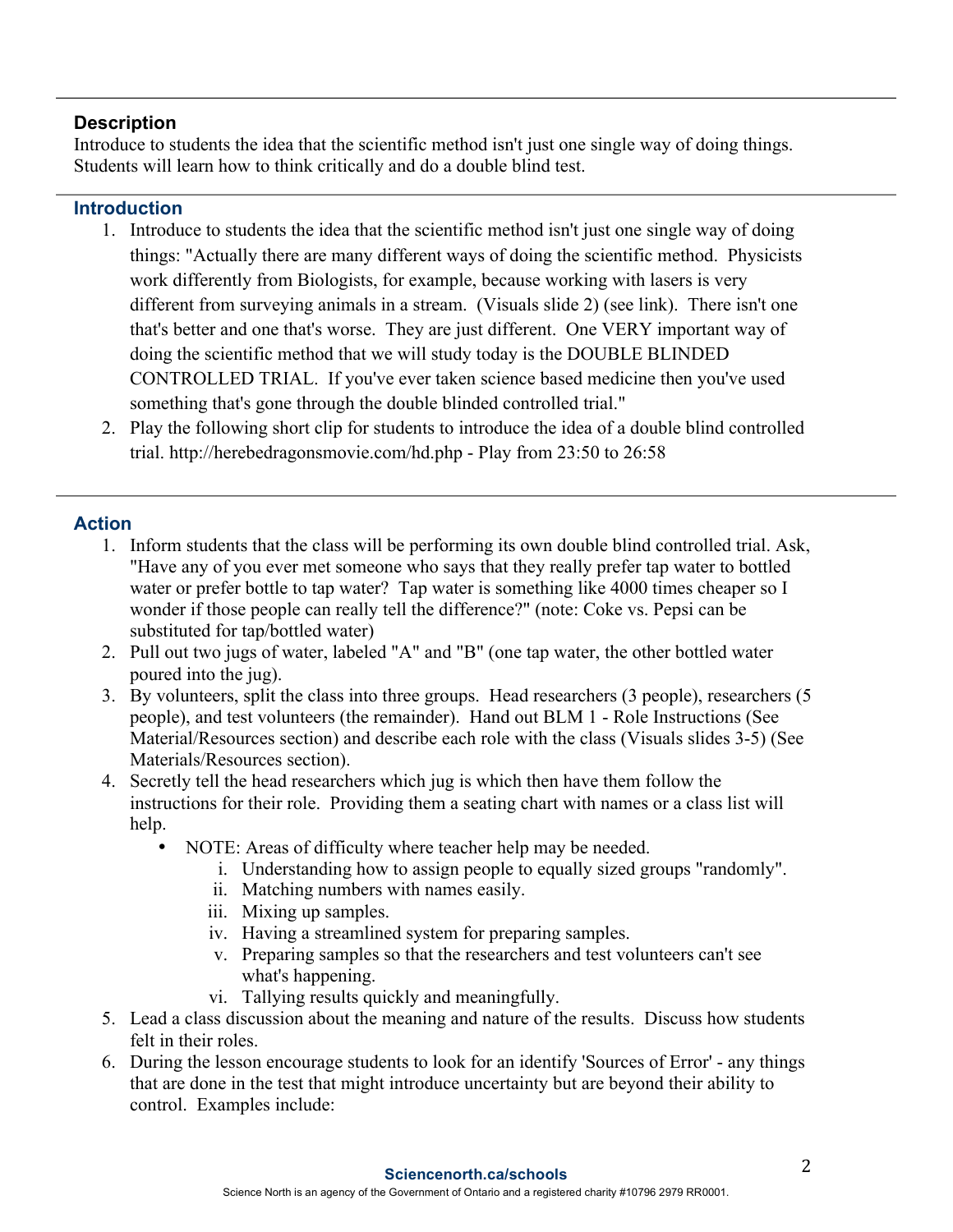## Description

Introduce to students the idea that the scientific method isn't just one single way of doing things. Students will learn how to think critically and do a double blind test.

## Introduction

1. Introduce to students the idea that the scientific method isn't just one single way of doing things: "Actually there are many different ways of doing the scientific method. Physicists work differently from Biologists, for example, because working with lasers is very different from surveying animals in a stream. (Visuals slide 2) (see link). There isn't one that's better and one that's worse. They are just different. One VERY important way of doing the scientific method that we will study today is the DOUBLE BLINDED CONTROLLED TRIAL. If you've ever taken science based medicine then you've used something that's gone through the double blinded controlled trial."
2. Play the following short clip for students to introduce the idea of a double blind controlled trial. http://herebedragonsmovie.com/hd.php - Play from 23:50 to 26:58

## Action

1. Inform students that the class will be performing its own double blind controlled trial. Ask, "Have any of you ever met someone who says that they really prefer tap water to bottled water or prefer bottle to tap water? Tap water is something like 4000 times cheaper so I wonder if those people can really tell the difference?" (note: Coke vs. Pepsi can be substituted for tap/bottled water)
2. Pull out two jugs of water, labeled "A" and "B" (one tap water, the other bottled water poured into the jug).
3. By volunteers, split the class into three groups. Head researchers (3 people), researchers (5 people), and test volunteers (the remainder). Hand out BLM 1 - Role Instructions (See Material/Resources section) and describe each role with the class (Visuals slides 3-5) (See Materials/Resources section).
4. Secretly tell the head researchers which jug is which then have them follow the instructions for their role. Providing them a seating chart with names or a class list will help.
   - NOTE: Areas of difficulty where teacher help may be needed.
     i. Understanding how to assign people to equally sized groups "randomly".
     ii. Matching numbers with names easily.
     iii. Mixing up samples.
     iv. Having a streamlined system for preparing samples.
     v. Preparing samples so that the researchers and test volunteers can't see what's happening.
     vi. Tallying results quickly and meaningfully.
5. Lead a class discussion about the meaning and nature of the results. Discuss how students felt in their roles.
6. During the lesson encourage students to look for an identify 'Sources of Error' - any things that are done in the test that might introduce uncertainty but are beyond their ability to control. Examples include: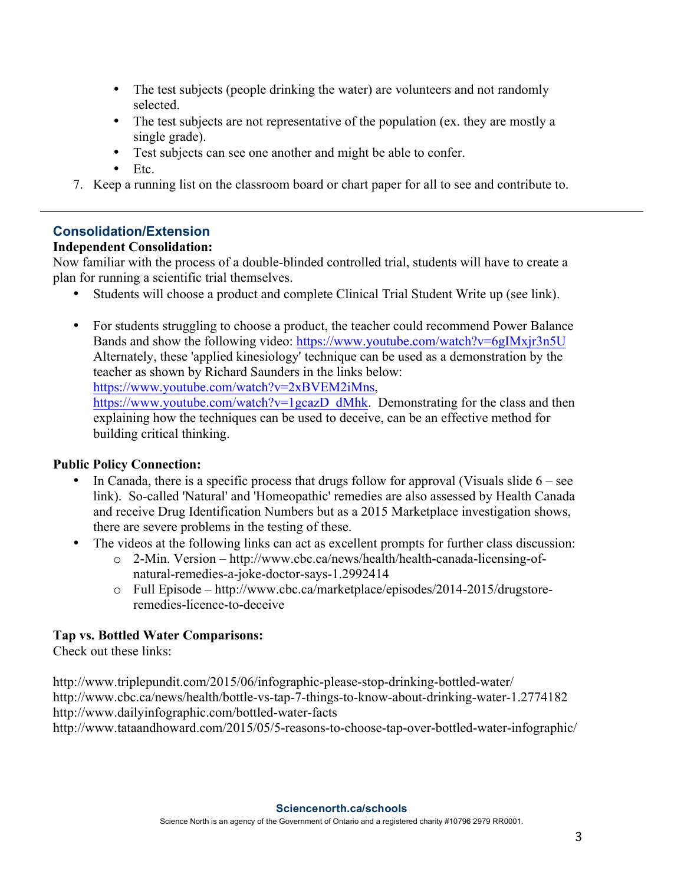- The test subjects (people drinking the water) are volunteers and not randomly selected.
- The test subjects are not representative of the population (ex. they are mostly a single grade).
- Test subjects can see one another and might be able to confer.
- Etc.

7. Keep a running list on the classroom board or chart paper for all to see and contribute to.

---

## Consolidation/Extension

**Independent Consolidation:**

Now familiar with the process of a double-blinded controlled trial, students will have to create a plan for running a scientific trial themselves.

- Students will choose a product and complete Clinical Trial Student Write up (see link).

- For students struggling to choose a product, the teacher could recommend Power Balance Bands and show the following video: https://www.youtube.com/watch?v=6gIMxjr3n5U Alternately, these 'applied kinesiology' technique can be used as a demonstration by the teacher as shown by Richard Saunders in the links below: https://www.youtube.com/watch?v=2xBVEM2iMns, https://www.youtube.com/watch?v=1gcazD_dMhk. Demonstrating for the class and then explaining how the techniques can be used to deceive, can be an effective method for building critical thinking.

**Public Policy Connection:**

- In Canada, there is a specific process that drugs follow for approval (Visuals slide 6 – see link). So-called 'Natural' and 'Homeopathic' remedies are also assessed by Health Canada and receive Drug Identification Numbers but as a 2015 Marketplace investigation shows, there are severe problems in the testing of these.
- The videos at the following links can act as excellent prompts for further class discussion:
  - 2-Min. Version – http://www.cbc.ca/news/health/health-canada-licensing-of-natural-remedies-a-joke-doctor-says-1.2992414
  - Full Episode – http://www.cbc.ca/marketplace/episodes/2014-2015/drugstore-remedies-licence-to-deceive

**Tap vs. Bottled Water Comparisons:**

Check out these links:

http://www.triplepundit.com/2015/06/infographic-please-stop-drinking-bottled-water/
http://www.cbc.ca/news/health/bottle-vs-tap-7-things-to-know-about-drinking-water-1.2774182
http://www.dailyinfographic.com/bottled-water-facts
http://www.tataandhoward.com/2015/05/5-reasons-to-choose-tap-over-bottled-water-infographic/